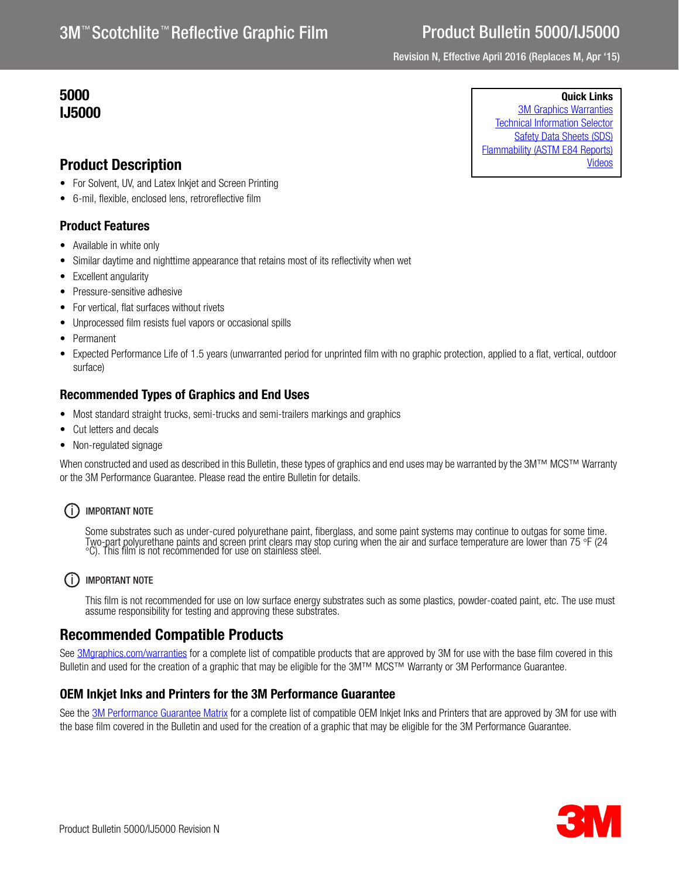# 3M™ Scotchlite™ Reflective Graphic Film

## Product Bulletin 5000/IJ5000

Revision N, Effective April 2016 (Replaces M, Apr '15)

**5000**
**IJ5000**

**Quick Links**
[3M Graphics Warranties]
[Technical Information Selector]
[Safety Data Sheets (SDS)]
[Flammability (ASTM E84 Reports)]
[Videos]

## Product Description

- For Solvent, UV, and Latex Inkjet and Screen Printing
- 6-mil, flexible, enclosed lens, retroreflective film

### Product Features

- Available in white only
- Similar daytime and nighttime appearance that retains most of its reflectivity when wet
- Excellent angularity
- Pressure-sensitive adhesive
- For vertical, flat surfaces without rivets
- Unprocessed film resists fuel vapors or occasional spills
- Permanent
- Expected Performance Life of 1.5 years (unwarranted period for unprinted film with no graphic protection, applied to a flat, vertical, outdoor surface)

### Recommended Types of Graphics and End Uses

- Most standard straight trucks, semi-trucks and semi-trailers markings and graphics
- Cut letters and decals
- Non-regulated signage

When constructed and used as described in this Bulletin, these types of graphics and end uses may be warranted by the 3M™ MCS™ Warranty or the 3M Performance Guarantee. Please read the entire Bulletin for details.

> **IMPORTANT NOTE**
>
> Some substrates such as under-cured polyurethane paint, fiberglass, and some paint systems may continue to outgas for some time. Two-part polyurethane paints and screen print clears may stop curing when the air and surface temperature are lower than 75 °F (24 °C). This film is not recommended for use on stainless steel.

> **IMPORTANT NOTE**
>
> This film is not recommended for use on low surface energy substrates such as some plastics, powder-coated paint, etc. The use must assume responsibility for testing and approving these substrates.

## Recommended Compatible Products

See 3Mgraphics.com/warranties for a complete list of compatible products that are approved by 3M for use with the base film covered in this Bulletin and used for the creation of a graphic that may be eligible for the 3M™ MCS™ Warranty or 3M Performance Guarantee.

### OEM Inkjet Inks and Printers for the 3M Performance Guarantee

See the 3M Performance Guarantee Matrix for a complete list of compatible OEM Inkjet Inks and Printers that are approved by 3M for use with the base film covered in the Bulletin and used for the creation of a graphic that may be eligible for the 3M Performance Guarantee.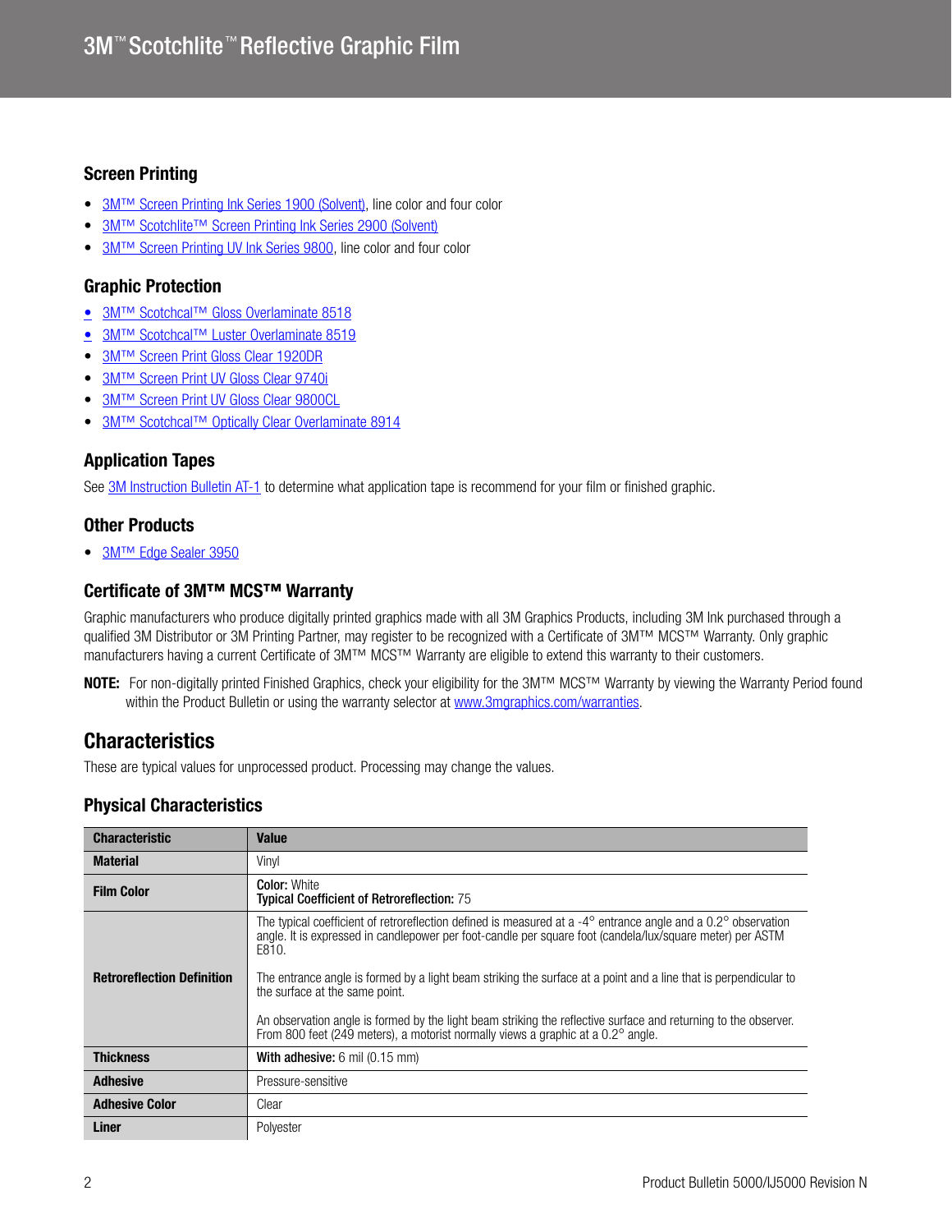### Screen Printing

- 3M™ Screen Printing Ink Series 1900 (Solvent), line color and four color
- 3M™ Scotchlite™ Screen Printing Ink Series 2900 (Solvent)
- 3M™ Screen Printing UV Ink Series 9800, line color and four color

### Graphic Protection

- 3M™ Scotchcal™ Gloss Overlaminate 8518
- 3M™ Scotchcal™ Luster Overlaminate 8519
- 3M™ Screen Print Gloss Clear 1920DR
- 3M™ Screen Print UV Gloss Clear 9740i
- 3M™ Screen Print UV Gloss Clear 9800CL
- 3M™ Scotchcal™ Optically Clear Overlaminate 8914

### Application Tapes

See 3M Instruction Bulletin AT-1 to determine what application tape is recommend for your film or finished graphic.

### Other Products

- 3M™ Edge Sealer 3950

### Certificate of 3M™ MCS™ Warranty

Graphic manufacturers who produce digitally printed graphics made with all 3M Graphics Products, including 3M Ink purchased through a qualified 3M Distributor or 3M Printing Partner, may register to be recognized with a Certificate of 3M™ MCS™ Warranty. Only graphic manufacturers having a current Certificate of 3M™ MCS™ Warranty are eligible to extend this warranty to their customers.

**NOTE:** For non-digitally printed Finished Graphics, check your eligibility for the 3M™ MCS™ Warranty by viewing the Warranty Period found within the Product Bulletin or using the warranty selector at www.3mgraphics.com/warranties.

## Characteristics

These are typical values for unprocessed product. Processing may change the values.

### Physical Characteristics

| Characteristic | Value |
|---|---|
| **Material** | Vinyl |
| **Film Color** | **Color:** White<br>**Typical Coefficient of Retroreflection:** 75 |
| **Retroreflection Definition** | The typical coefficient of retroreflection defined is measured at a -4° entrance angle and a 0.2° observation angle. It is expressed in candlepower per foot-candle per square foot (candela/lux/square meter) per ASTM E810.<br><br>The entrance angle is formed by a light beam striking the surface at a point and a line that is perpendicular to the surface at the same point.<br><br>An observation angle is formed by the light beam striking the reflective surface and returning to the observer. From 800 feet (249 meters), a motorist normally views a graphic at a 0.2° angle. |
| **Thickness** | **With adhesive:** 6 mil (0.15 mm) |
| **Adhesive** | Pressure-sensitive |
| **Adhesive Color** | Clear |
| **Liner** | Polyester |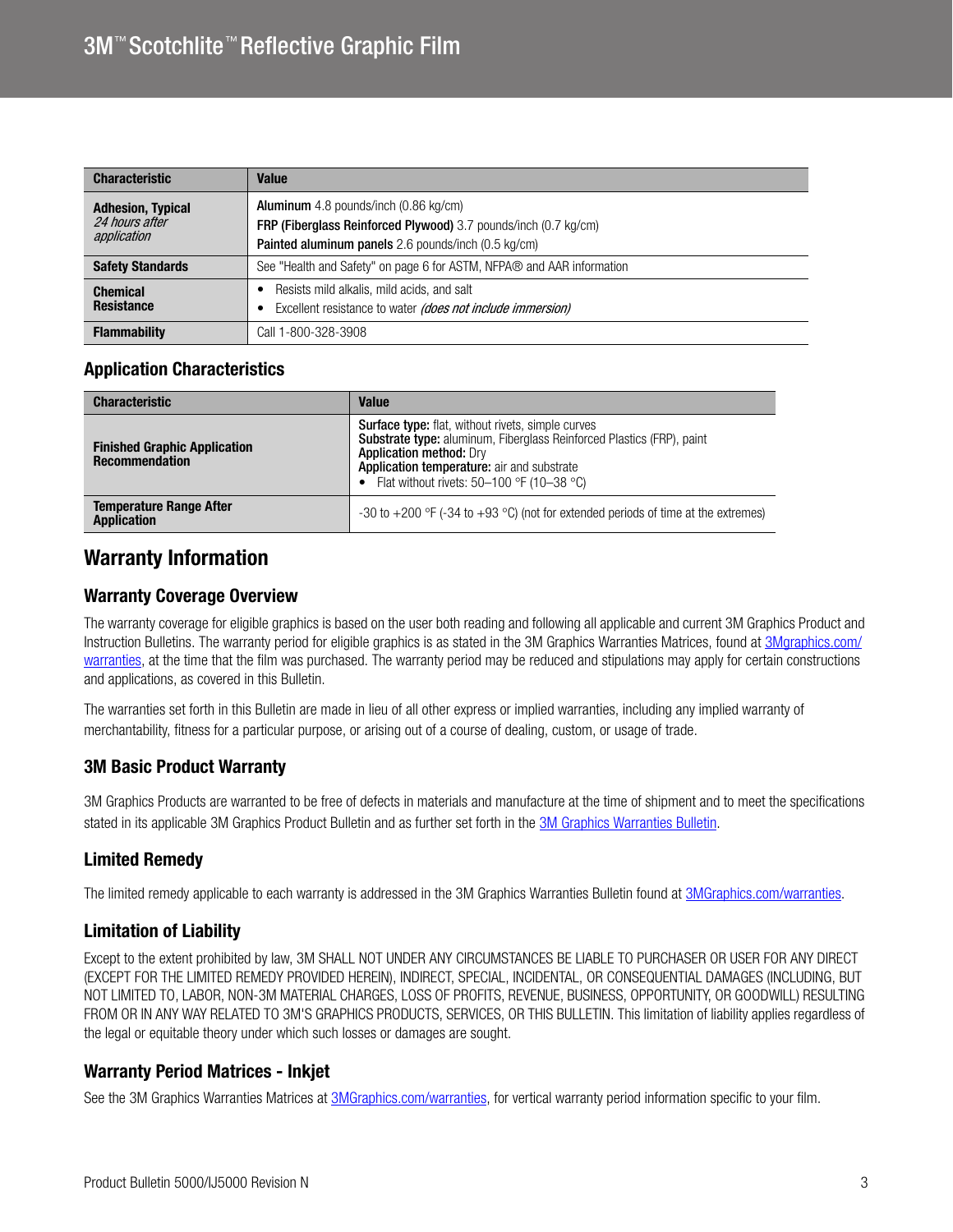| Characteristic | Value |
| --- | --- |
| **Adhesion, Typical** *24 hours after application* | **Aluminum** 4.8 pounds/inch (0.86 kg/cm) **FRP (Fiberglass Reinforced Plywood)** 3.7 pounds/inch (0.7 kg/cm) **Painted aluminum panels** 2.6 pounds/inch (0.5 kg/cm) |
| **Safety Standards** | See "Health and Safety" on page 6 for ASTM, NFPA® and AAR information |
| **Chemical Resistance** | • Resists mild alkalis, mild acids, and salt • Excellent resistance to water *(does not include immersion)* |
| **Flammability** | Call 1-800-328-3908 |

### Application Characteristics

| Characteristic | Value |
| --- | --- |
| **Finished Graphic Application Recommendation** | **Surface type:** flat, without rivets, simple curves **Substrate type:** aluminum, Fiberglass Reinforced Plastics (FRP), paint **Application method:** Dry **Application temperature:** air and substrate • Flat without rivets: 50–100 °F (10–38 °C) |
| **Temperature Range After Application** | -30 to +200 °F (-34 to +93 °C) (not for extended periods of time at the extremes) |

## Warranty Information

### Warranty Coverage Overview

The warranty coverage for eligible graphics is based on the user both reading and following all applicable and current 3M Graphics Product and Instruction Bulletins. The warranty period for eligible graphics is as stated in the 3M Graphics Warranties Matrices, found at 3Mgraphics.com/warranties, at the time that the film was purchased. The warranty period may be reduced and stipulations may apply for certain constructions and applications, as covered in this Bulletin.

The warranties set forth in this Bulletin are made in lieu of all other express or implied warranties, including any implied warranty of merchantability, fitness for a particular purpose, or arising out of a course of dealing, custom, or usage of trade.

### 3M Basic Product Warranty

3M Graphics Products are warranted to be free of defects in materials and manufacture at the time of shipment and to meet the specifications stated in its applicable 3M Graphics Product Bulletin and as further set forth in the 3M Graphics Warranties Bulletin.

### Limited Remedy

The limited remedy applicable to each warranty is addressed in the 3M Graphics Warranties Bulletin found at 3MGraphics.com/warranties.

### Limitation of Liability

Except to the extent prohibited by law, 3M SHALL NOT UNDER ANY CIRCUMSTANCES BE LIABLE TO PURCHASER OR USER FOR ANY DIRECT (EXCEPT FOR THE LIMITED REMEDY PROVIDED HEREIN), INDIRECT, SPECIAL, INCIDENTAL, OR CONSEQUENTIAL DAMAGES (INCLUDING, BUT NOT LIMITED TO, LABOR, NON-3M MATERIAL CHARGES, LOSS OF PROFITS, REVENUE, BUSINESS, OPPORTUNITY, OR GOODWILL) RESULTING FROM OR IN ANY WAY RELATED TO 3M'S GRAPHICS PRODUCTS, SERVICES, OR THIS BULLETIN. This limitation of liability applies regardless of the legal or equitable theory under which such losses or damages are sought.

### Warranty Period Matrices - Inkjet

See the 3M Graphics Warranties Matrices at 3MGraphics.com/warranties, for vertical warranty period information specific to your film.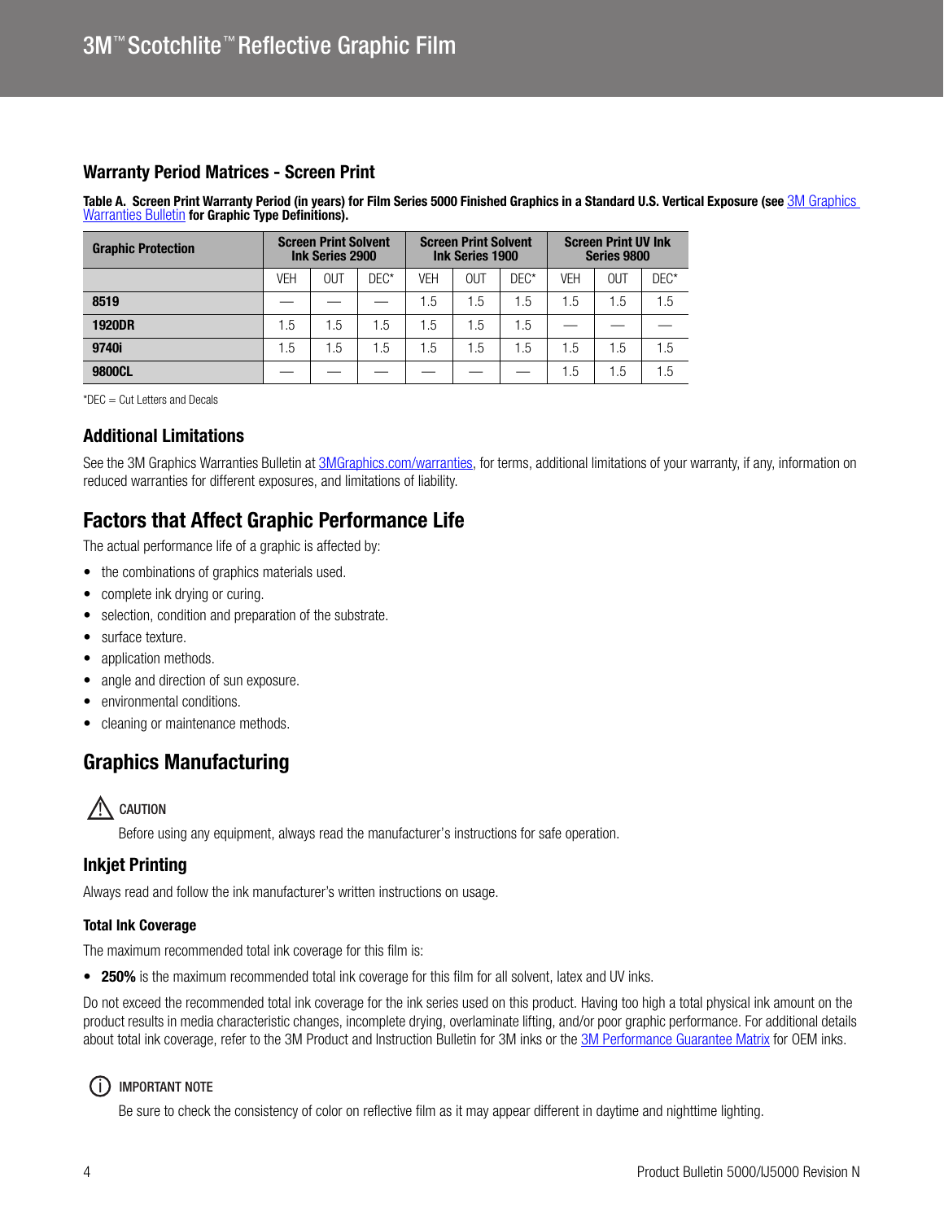## Warranty Period Matrices - Screen Print

**Table A. Screen Print Warranty Period (in years) for Film Series 5000 Finished Graphics in a Standard U.S. Vertical Exposure (see 3M Graphics Warranties Bulletin for Graphic Type Definitions).**

| Graphic Protection | Screen Print Solvent Ink Series 2900 | | | Screen Print Solvent Ink Series 1900 | | | Screen Print UV Ink Series 9800 | | |
|---|---|---|---|---|---|---|---|---|---|
| | VEH | OUT | DEC* | VEH | OUT | DEC* | VEH | OUT | DEC* |
| **8519** | — | — | — | 1.5 | 1.5 | 1.5 | 1.5 | 1.5 | 1.5 |
| **1920DR** | 1.5 | 1.5 | 1.5 | 1.5 | 1.5 | 1.5 | — | — | — |
| **9740i** | 1.5 | 1.5 | 1.5 | 1.5 | 1.5 | 1.5 | 1.5 | 1.5 | 1.5 |
| **9800CL** | — | — | — | — | — | — | 1.5 | 1.5 | 1.5 |

*DEC = Cut Letters and Decals

### Additional Limitations

See the 3M Graphics Warranties Bulletin at 3MGraphics.com/warranties, for terms, additional limitations of your warranty, if any, information on reduced warranties for different exposures, and limitations of liability.

## Factors that Affect Graphic Performance Life

The actual performance life of a graphic is affected by:

- the combinations of graphics materials used.
- complete ink drying or curing.
- selection, condition and preparation of the substrate.
- surface texture.
- application methods.
- angle and direction of sun exposure.
- environmental conditions.
- cleaning or maintenance methods.

## Graphics Manufacturing

⚠ CAUTION

Before using any equipment, always read the manufacturer's instructions for safe operation.

### Inkjet Printing

Always read and follow the ink manufacturer's written instructions on usage.

#### Total Ink Coverage

The maximum recommended total ink coverage for this film is:

- **250%** is the maximum recommended total ink coverage for this film for all solvent, latex and UV inks.

Do not exceed the recommended total ink coverage for the ink series used on this product. Having too high a total physical ink amount on the product results in media characteristic changes, incomplete drying, overlaminate lifting, and/or poor graphic performance. For additional details about total ink coverage, refer to the 3M Product and Instruction Bulletin for 3M inks or the 3M Performance Guarantee Matrix for OEM inks.

ⓘ IMPORTANT NOTE

Be sure to check the consistency of color on reflective film as it may appear different in daytime and nighttime lighting.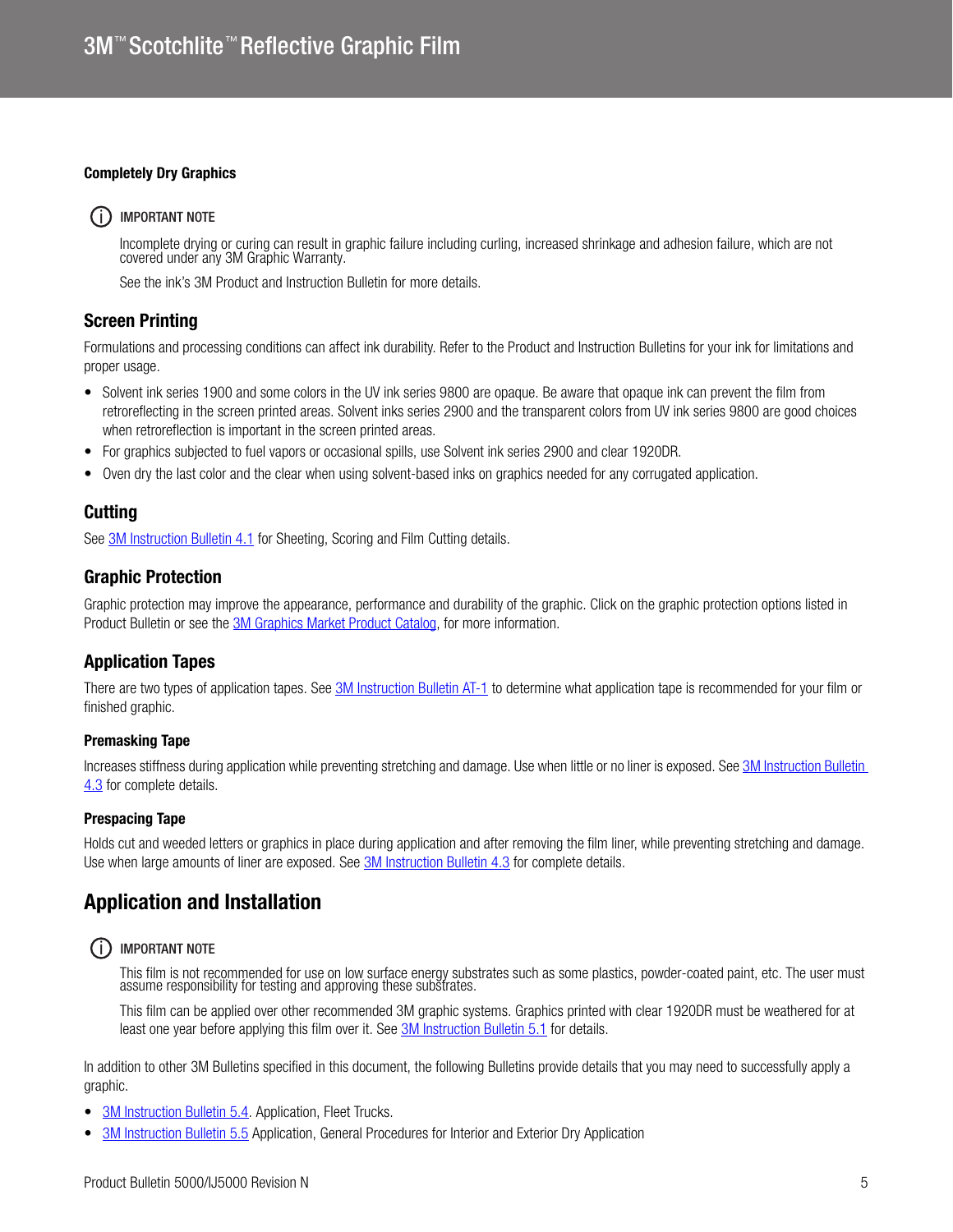#### Completely Dry Graphics

> ⓘ IMPORTANT NOTE
>
> Incomplete drying or curing can result in graphic failure including curling, increased shrinkage and adhesion failure, which are not covered under any 3M Graphic Warranty.
>
> See the ink's 3M Product and Instruction Bulletin for more details.

### Screen Printing

Formulations and processing conditions can affect ink durability. Refer to the Product and Instruction Bulletins for your ink for limitations and proper usage.

- Solvent ink series 1900 and some colors in the UV ink series 9800 are opaque. Be aware that opaque ink can prevent the film from retroreflecting in the screen printed areas. Solvent inks series 2900 and the transparent colors from UV ink series 9800 are good choices when retroreflection is important in the screen printed areas.
- For graphics subjected to fuel vapors or occasional spills, use Solvent ink series 2900 and clear 1920DR.
- Oven dry the last color and the clear when using solvent-based inks on graphics needed for any corrugated application.

### Cutting

See 3M Instruction Bulletin 4.1 for Sheeting, Scoring and Film Cutting details.

### Graphic Protection

Graphic protection may improve the appearance, performance and durability of the graphic. Click on the graphic protection options listed in Product Bulletin or see the 3M Graphics Market Product Catalog, for more information.

### Application Tapes

There are two types of application tapes. See 3M Instruction Bulletin AT-1 to determine what application tape is recommended for your film or finished graphic.

#### Premasking Tape

Increases stiffness during application while preventing stretching and damage. Use when little or no liner is exposed. See 3M Instruction Bulletin 4.3 for complete details.

#### Prespacing Tape

Holds cut and weeded letters or graphics in place during application and after removing the film liner, while preventing stretching and damage. Use when large amounts of liner are exposed. See 3M Instruction Bulletin 4.3 for complete details.

## Application and Installation

> ⓘ IMPORTANT NOTE
>
> This film is not recommended for use on low surface energy substrates such as some plastics, powder-coated paint, etc. The user must assume responsibility for testing and approving these substrates.
>
> This film can be applied over other recommended 3M graphic systems. Graphics printed with clear 1920DR must be weathered for at least one year before applying this film over it. See 3M Instruction Bulletin 5.1 for details.

In addition to other 3M Bulletins specified in this document, the following Bulletins provide details that you may need to successfully apply a graphic.

- 3M Instruction Bulletin 5.4. Application, Fleet Trucks.
- 3M Instruction Bulletin 5.5 Application, General Procedures for Interior and Exterior Dry Application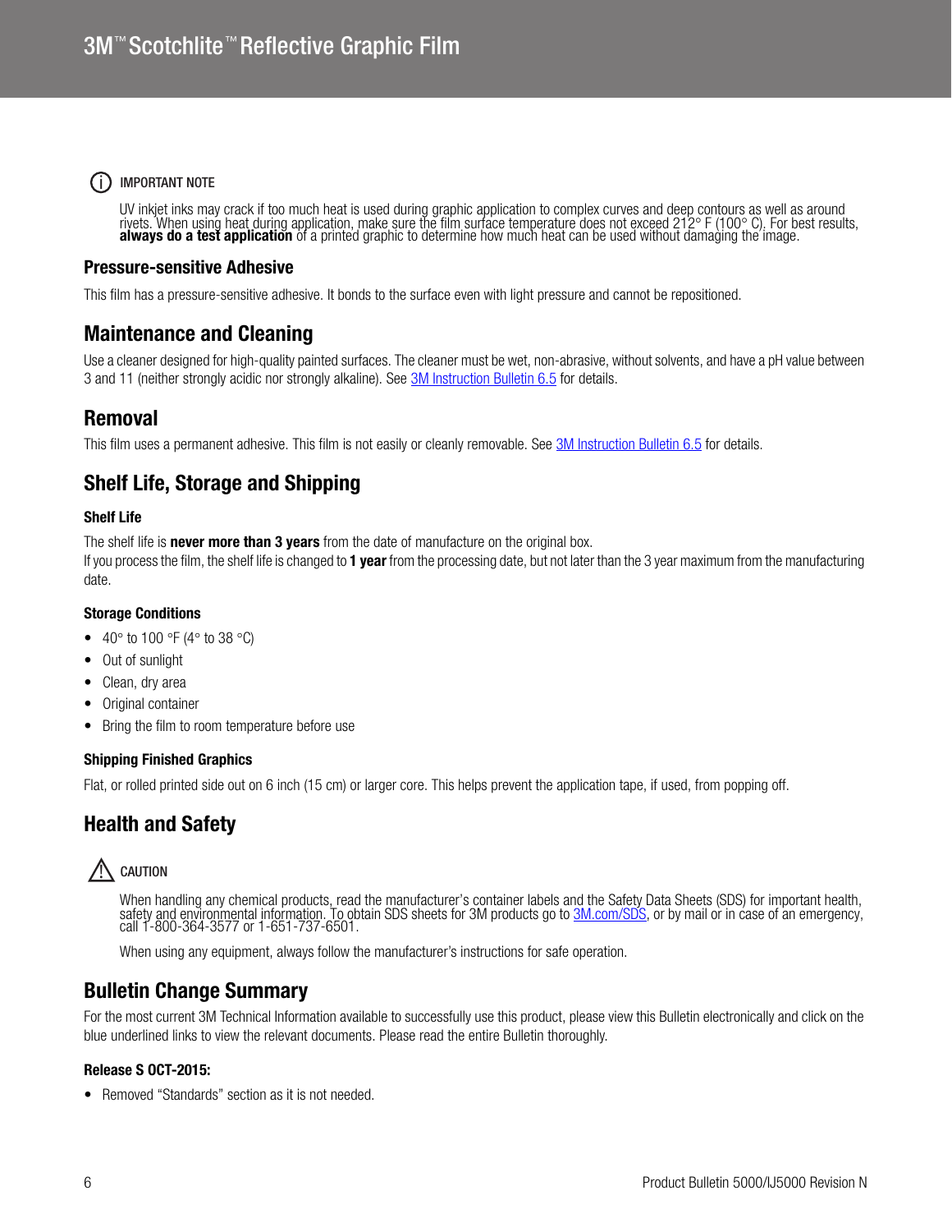ⓘ IMPORTANT NOTE

UV inkjet inks may crack if too much heat is used during graphic application to complex curves and deep contours as well as around rivets. When using heat during application, make sure the film surface temperature does not exceed 212° F (100° C). For best results, **always do a test application** of a printed graphic to determine how much heat can be used without damaging the image.

### Pressure-sensitive Adhesive

This film has a pressure-sensitive adhesive. It bonds to the surface even with light pressure and cannot be repositioned.

## Maintenance and Cleaning

Use a cleaner designed for high-quality painted surfaces. The cleaner must be wet, non-abrasive, without solvents, and have a pH value between 3 and 11 (neither strongly acidic nor strongly alkaline). See 3M Instruction Bulletin 6.5 for details.

## Removal

This film uses a permanent adhesive. This film is not easily or cleanly removable. See 3M Instruction Bulletin 6.5 for details.

## Shelf Life, Storage and Shipping

#### Shelf Life

The shelf life is **never more than 3 years** from the date of manufacture on the original box.
If you process the film, the shelf life is changed to **1 year** from the processing date, but not later than the 3 year maximum from the manufacturing date.

#### Storage Conditions

- 40° to 100 °F (4° to 38 °C)
- Out of sunlight
- Clean, dry area
- Original container
- Bring the film to room temperature before use

#### Shipping Finished Graphics

Flat, or rolled printed side out on 6 inch (15 cm) or larger core. This helps prevent the application tape, if used, from popping off.

## Health and Safety

⚠ CAUTION

When handling any chemical products, read the manufacturer's container labels and the Safety Data Sheets (SDS) for important health, safety and environmental information. To obtain SDS sheets for 3M products go to 3M.com/SDS, or by mail or in case of an emergency, call 1-800-364-3577 or 1-651-737-6501.

When using any equipment, always follow the manufacturer's instructions for safe operation.

## Bulletin Change Summary

For the most current 3M Technical Information available to successfully use this product, please view this Bulletin electronically and click on the blue underlined links to view the relevant documents. Please read the entire Bulletin thoroughly.

#### Release S OCT-2015:

- Removed "Standards" section as it is not needed.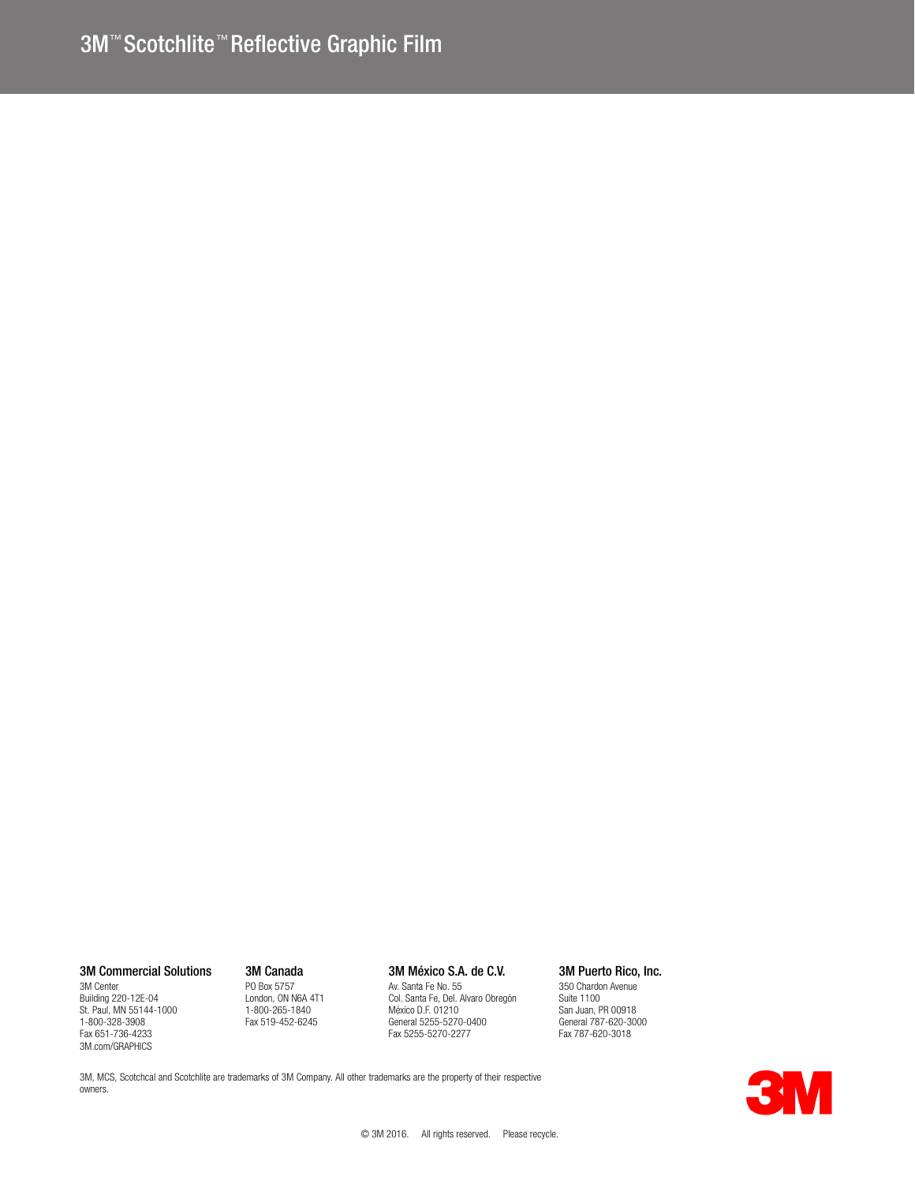**3M Commercial Solutions**
3M Center
Building 220-12E-04
St. Paul, MN 55144-1000
1-800-328-3908
Fax 651-736-4233
3M.com/GRAPHICS

**3M Canada**
PO Box 5757
London, ON N6A 4T1
1-800-265-1840
Fax 519-452-6245

**3M México S.A. de C.V.**
Av. Santa Fe No. 55
Col. Santa Fe, Del. Alvaro Obregón
México D.F. 01210
General 5255-5270-0400
Fax 5255-5270-2277

**3M Puerto Rico, Inc.**
350 Chardon Avenue
Suite 1100
San Juan, PR 00918
General 787-620-3000
Fax 787-620-3018

3M, MCS, Scotchcal and Scotchlite are trademarks of 3M Company. All other trademarks are the property of their respective owners.

© 3M 2016. All rights reserved. Please recycle.